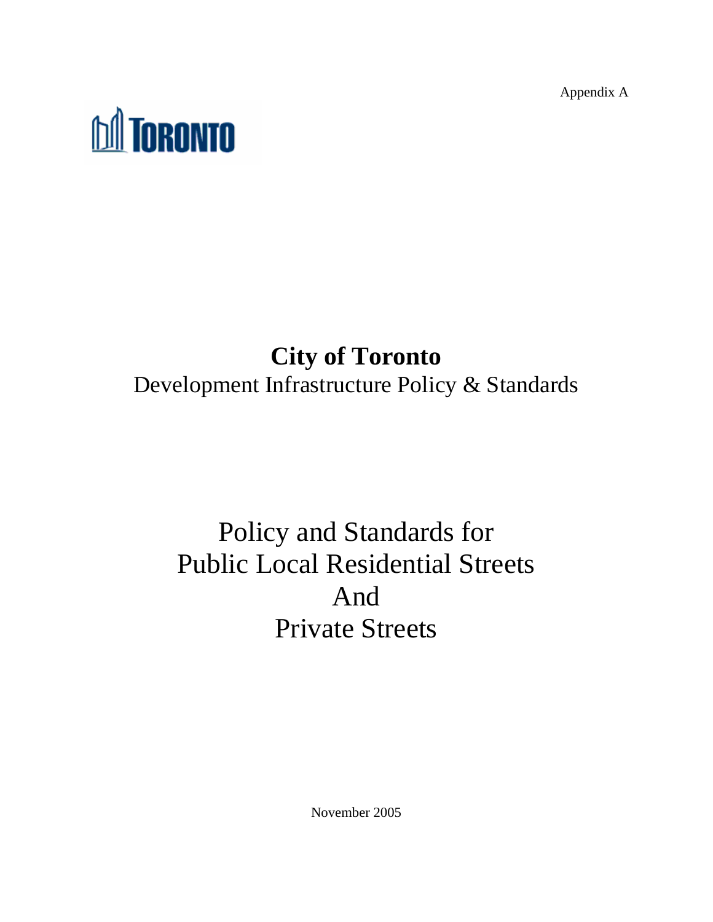Appendix A

TORONTO

# City of Toronto

Development Infrastructure Policy & Standards

# Policy and Standards for Public Local Residential Streets And Private Streets

November 2005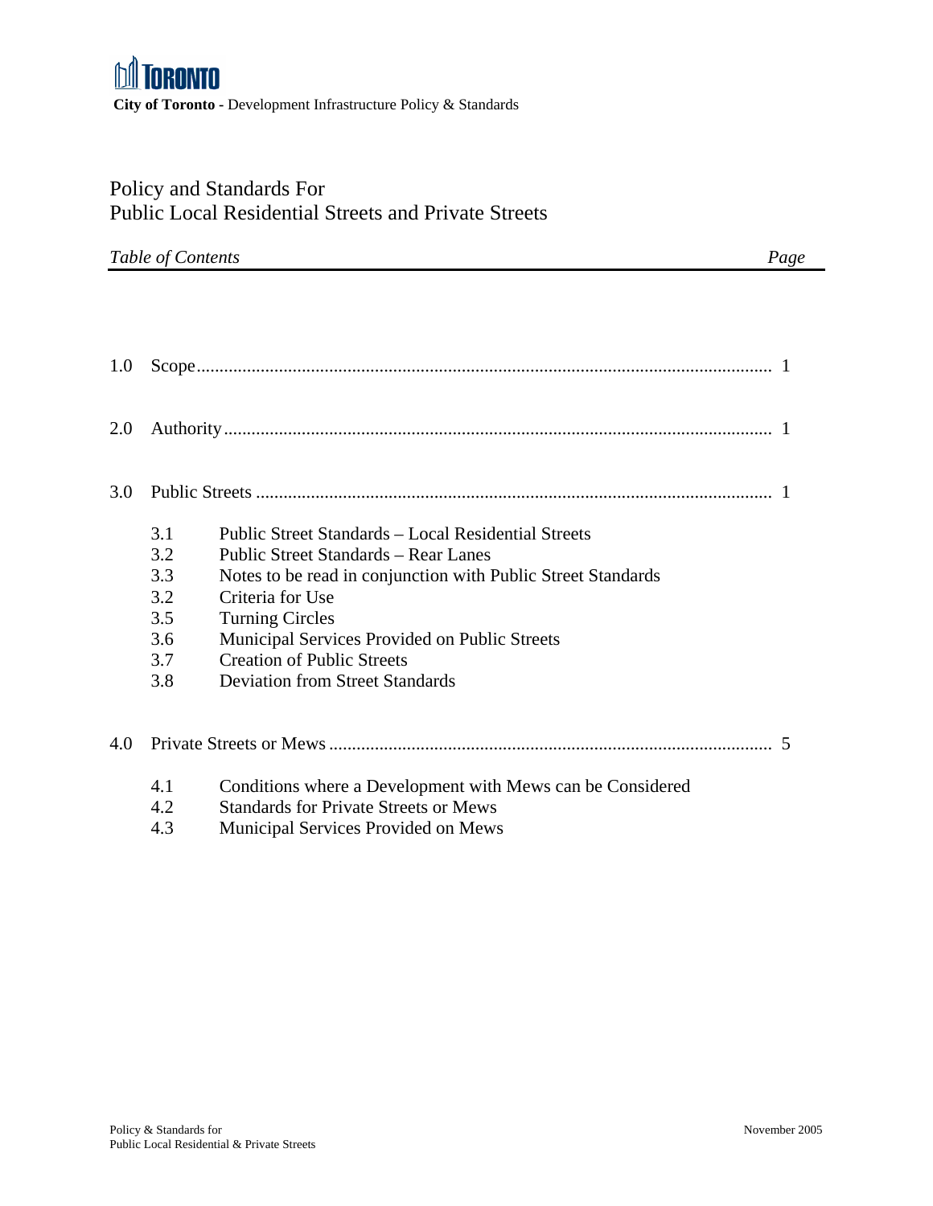**City of Toronto** - Development Infrastructure Policy & Standards

# Policy and Standards For Public Local Residential Streets and Private Streets

*Table of Contents* | *Page*

1.0 Scope .......... 1

2.0 Authority .......... 1

3.0 Public Streets .......... 1

- 3.1 Public Street Standards – Local Residential Streets
- 3.2 Public Street Standards – Rear Lanes
- 3.3 Notes to be read in conjunction with Public Street Standards
- 3.2 Criteria for Use
- 3.5 Turning Circles
- 3.6 Municipal Services Provided on Public Streets
- 3.7 Creation of Public Streets
- 3.8 Deviation from Street Standards

4.0 Private Streets or Mews .......... 5

- 4.1 Conditions where a Development with Mews can be Considered
- 4.2 Standards for Private Streets or Mews
- 4.3 Municipal Services Provided on Mews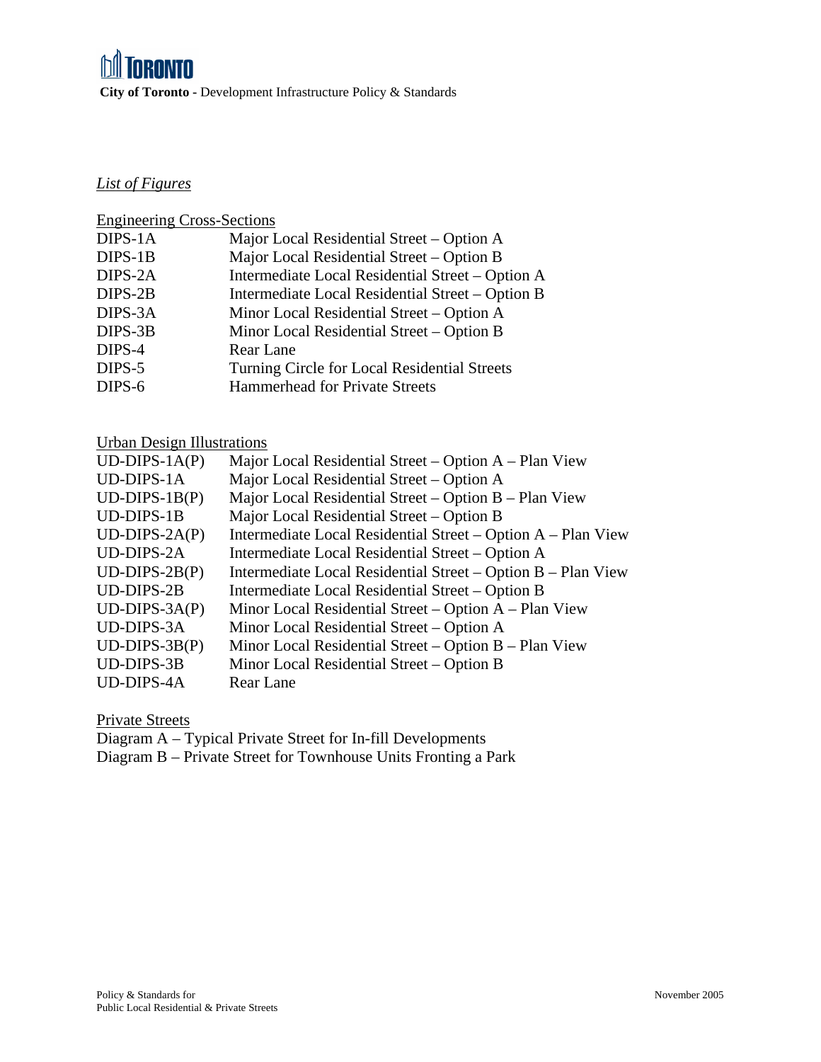## *List of Figures*

### Engineering Cross-Sections

| | |
|---|---|
| DIPS-1A | Major Local Residential Street – Option A |
| DIPS-1B | Major Local Residential Street – Option B |
| DIPS-2A | Intermediate Local Residential Street – Option A |
| DIPS-2B | Intermediate Local Residential Street – Option B |
| DIPS-3A | Minor Local Residential Street – Option A |
| DIPS-3B | Minor Local Residential Street – Option B |
| DIPS-4 | Rear Lane |
| DIPS-5 | Turning Circle for Local Residential Streets |
| DIPS-6 | Hammerhead for Private Streets |

### Urban Design Illustrations

| | |
|---|---|
| UD-DIPS-1A(P) | Major Local Residential Street – Option A – Plan View |
| UD-DIPS-1A | Major Local Residential Street – Option A |
| UD-DIPS-1B(P) | Major Local Residential Street – Option B – Plan View |
| UD-DIPS-1B | Major Local Residential Street – Option B |
| UD-DIPS-2A(P) | Intermediate Local Residential Street – Option A – Plan View |
| UD-DIPS-2A | Intermediate Local Residential Street – Option A |
| UD-DIPS-2B(P) | Intermediate Local Residential Street – Option B – Plan View |
| UD-DIPS-2B | Intermediate Local Residential Street – Option B |
| UD-DIPS-3A(P) | Minor Local Residential Street – Option A – Plan View |
| UD-DIPS-3A | Minor Local Residential Street – Option A |
| UD-DIPS-3B(P) | Minor Local Residential Street – Option B – Plan View |
| UD-DIPS-3B | Minor Local Residential Street – Option B |
| UD-DIPS-4A | Rear Lane |

### Private Streets

Diagram A – Typical Private Street for In-fill Developments

Diagram B – Private Street for Townhouse Units Fronting a Park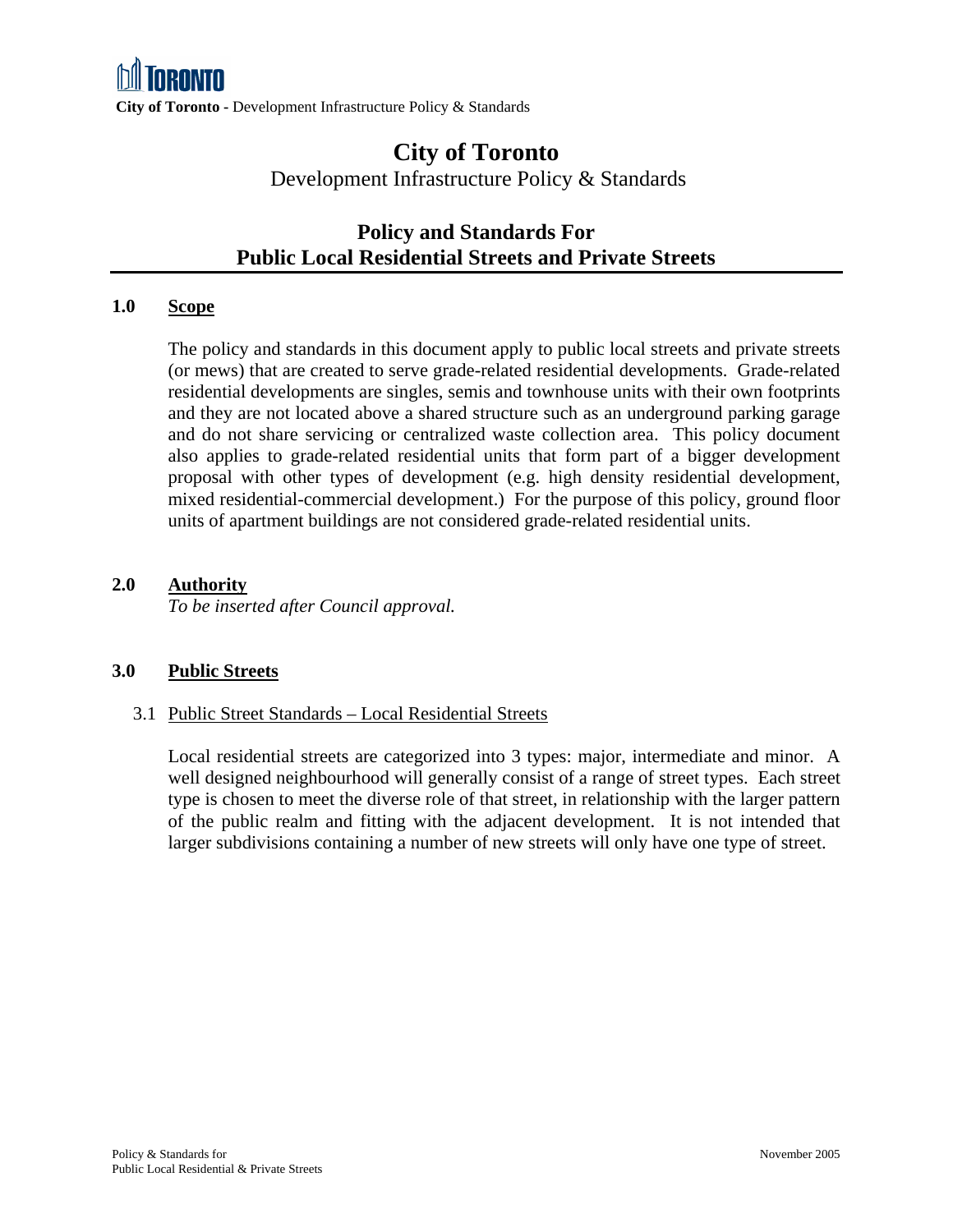# City of Toronto

Development Infrastructure Policy & Standards

## Policy and Standards For Public Local Residential Streets and Private Streets

### 1.0 Scope

The policy and standards in this document apply to public local streets and private streets (or mews) that are created to serve grade-related residential developments. Grade-related residential developments are singles, semis and townhouse units with their own footprints and they are not located above a shared structure such as an underground parking garage and do not share servicing or centralized waste collection area. This policy document also applies to grade-related residential units that form part of a bigger development proposal with other types of development (e.g. high density residential development, mixed residential-commercial development.) For the purpose of this policy, ground floor units of apartment buildings are not considered grade-related residential units.

### 2.0 Authority

*To be inserted after Council approval.*

### 3.0 Public Streets

#### 3.1 Public Street Standards – Local Residential Streets

Local residential streets are categorized into 3 types: major, intermediate and minor. A well designed neighbourhood will generally consist of a range of street types. Each street type is chosen to meet the diverse role of that street, in relationship with the larger pattern of the public realm and fitting with the adjacent development. It is not intended that larger subdivisions containing a number of new streets will only have one type of street.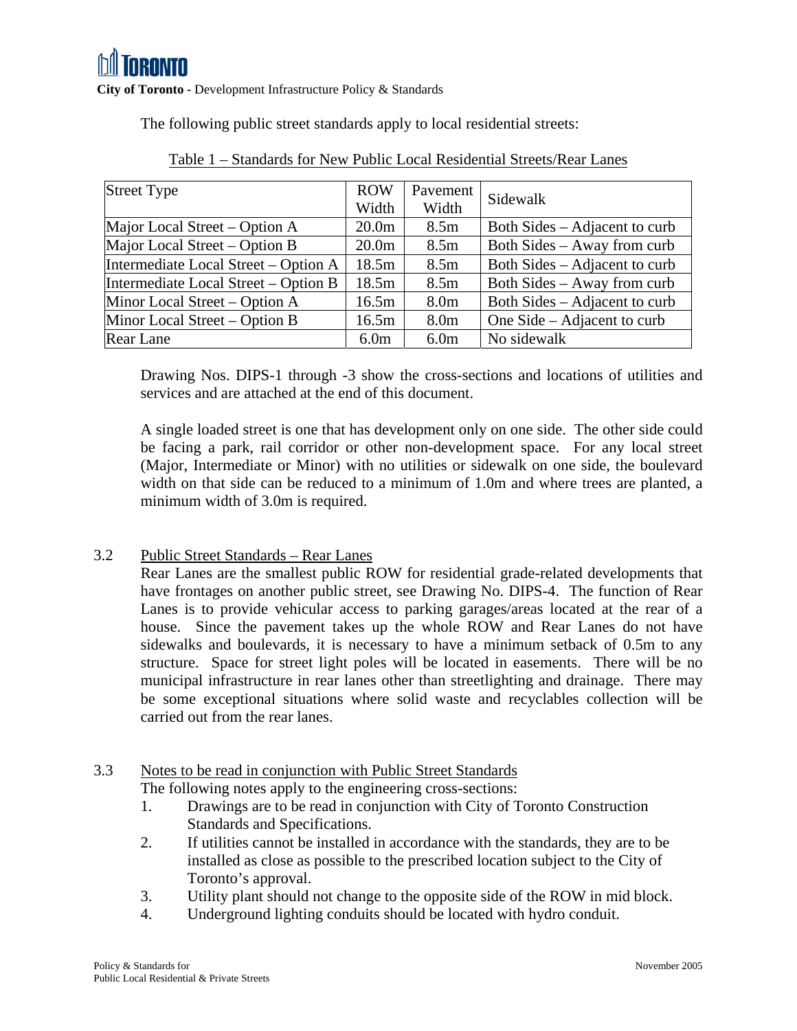The following public street standards apply to local residential streets:

Table 1 – Standards for New Public Local Residential Streets/Rear Lanes

| Street Type | ROW Width | Pavement Width | Sidewalk |
|---|---|---|---|
| Major Local Street – Option A | 20.0m | 8.5m | Both Sides – Adjacent to curb |
| Major Local Street – Option B | 20.0m | 8.5m | Both Sides – Away from curb |
| Intermediate Local Street – Option A | 18.5m | 8.5m | Both Sides – Adjacent to curb |
| Intermediate Local Street – Option B | 18.5m | 8.5m | Both Sides – Away from curb |
| Minor Local Street – Option A | 16.5m | 8.0m | Both Sides – Adjacent to curb |
| Minor Local Street – Option B | 16.5m | 8.0m | One Side – Adjacent to curb |
| Rear Lane | 6.0m | 6.0m | No sidewalk |

Drawing Nos. DIPS-1 through -3 show the cross-sections and locations of utilities and services and are attached at the end of this document.

A single loaded street is one that has development only on one side. The other side could be facing a park, rail corridor or other non-development space. For any local street (Major, Intermediate or Minor) with no utilities or sidewalk on one side, the boulevard width on that side can be reduced to a minimum of 1.0m and where trees are planted, a minimum width of 3.0m is required.

## 3.2 Public Street Standards – Rear Lanes

Rear Lanes are the smallest public ROW for residential grade-related developments that have frontages on another public street, see Drawing No. DIPS-4. The function of Rear Lanes is to provide vehicular access to parking garages/areas located at the rear of a house. Since the pavement takes up the whole ROW and Rear Lanes do not have sidewalks and boulevards, it is necessary to have a minimum setback of 0.5m to any structure. Space for street light poles will be located in easements. There will be no municipal infrastructure in rear lanes other than streetlighting and drainage. There may be some exceptional situations where solid waste and recyclables collection will be carried out from the rear lanes.

## 3.3 Notes to be read in conjunction with Public Street Standards

The following notes apply to the engineering cross-sections:

1. Drawings are to be read in conjunction with City of Toronto Construction Standards and Specifications.
2. If utilities cannot be installed in accordance with the standards, they are to be installed as close as possible to the prescribed location subject to the City of Toronto's approval.
3. Utility plant should not change to the opposite side of the ROW in mid block.
4. Underground lighting conduits should be located with hydro conduit.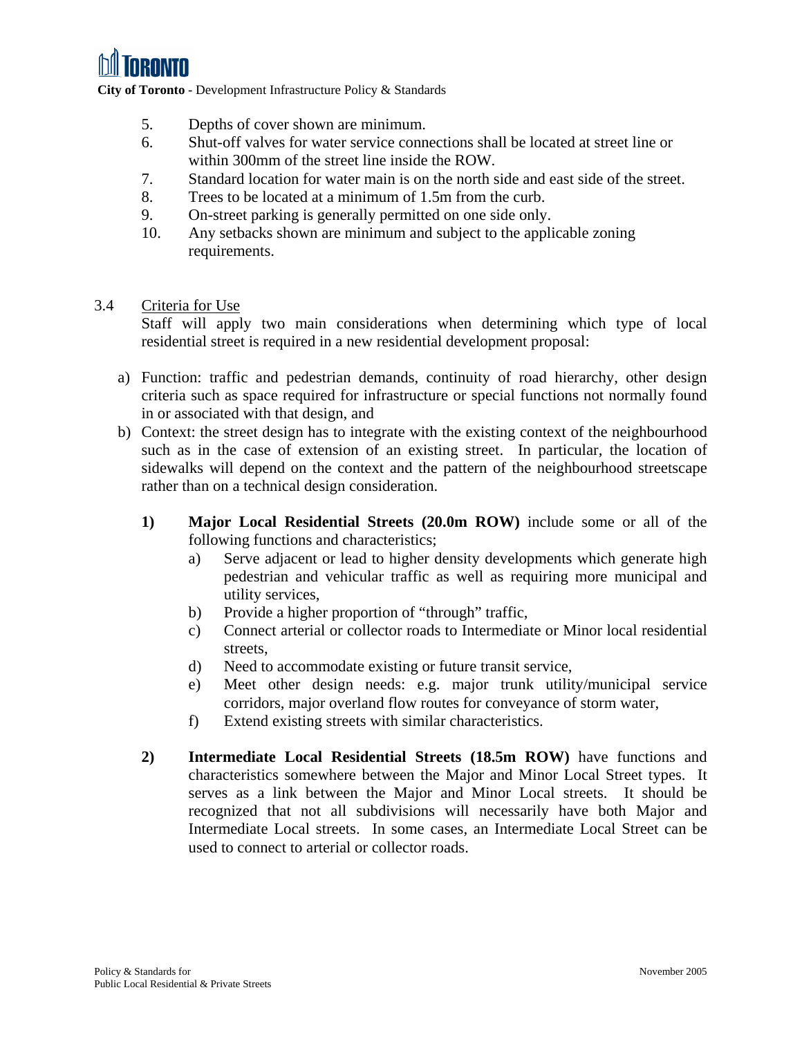5. Depths of cover shown are minimum.
6. Shut-off valves for water service connections shall be located at street line or within 300mm of the street line inside the ROW.
7. Standard location for water main is on the north side and east side of the street.
8. Trees to be located at a minimum of 1.5m from the curb.
9. On-street parking is generally permitted on one side only.
10. Any setbacks shown are minimum and subject to the applicable zoning requirements.

## 3.4 Criteria for Use

Staff will apply two main considerations when determining which type of local residential street is required in a new residential development proposal:

a) Function: traffic and pedestrian demands, continuity of road hierarchy, other design criteria such as space required for infrastructure or special functions not normally found in or associated with that design, and

b) Context: the street design has to integrate with the existing context of the neighbourhood such as in the case of extension of an existing street. In particular, the location of sidewalks will depend on the context and the pattern of the neighbourhood streetscape rather than on a technical design consideration.

**1) Major Local Residential Streets (20.0m ROW)** include some or all of the following functions and characteristics;

a) Serve adjacent or lead to higher density developments which generate high pedestrian and vehicular traffic as well as requiring more municipal and utility services,
b) Provide a higher proportion of "through" traffic,
c) Connect arterial or collector roads to Intermediate or Minor local residential streets,
d) Need to accommodate existing or future transit service,
e) Meet other design needs: e.g. major trunk utility/municipal service corridors, major overland flow routes for conveyance of storm water,
f) Extend existing streets with similar characteristics.

**2) Intermediate Local Residential Streets (18.5m ROW)** have functions and characteristics somewhere between the Major and Minor Local Street types. It serves as a link between the Major and Minor Local streets. It should be recognized that not all subdivisions will necessarily have both Major and Intermediate Local streets. In some cases, an Intermediate Local Street can be used to connect to arterial or collector roads.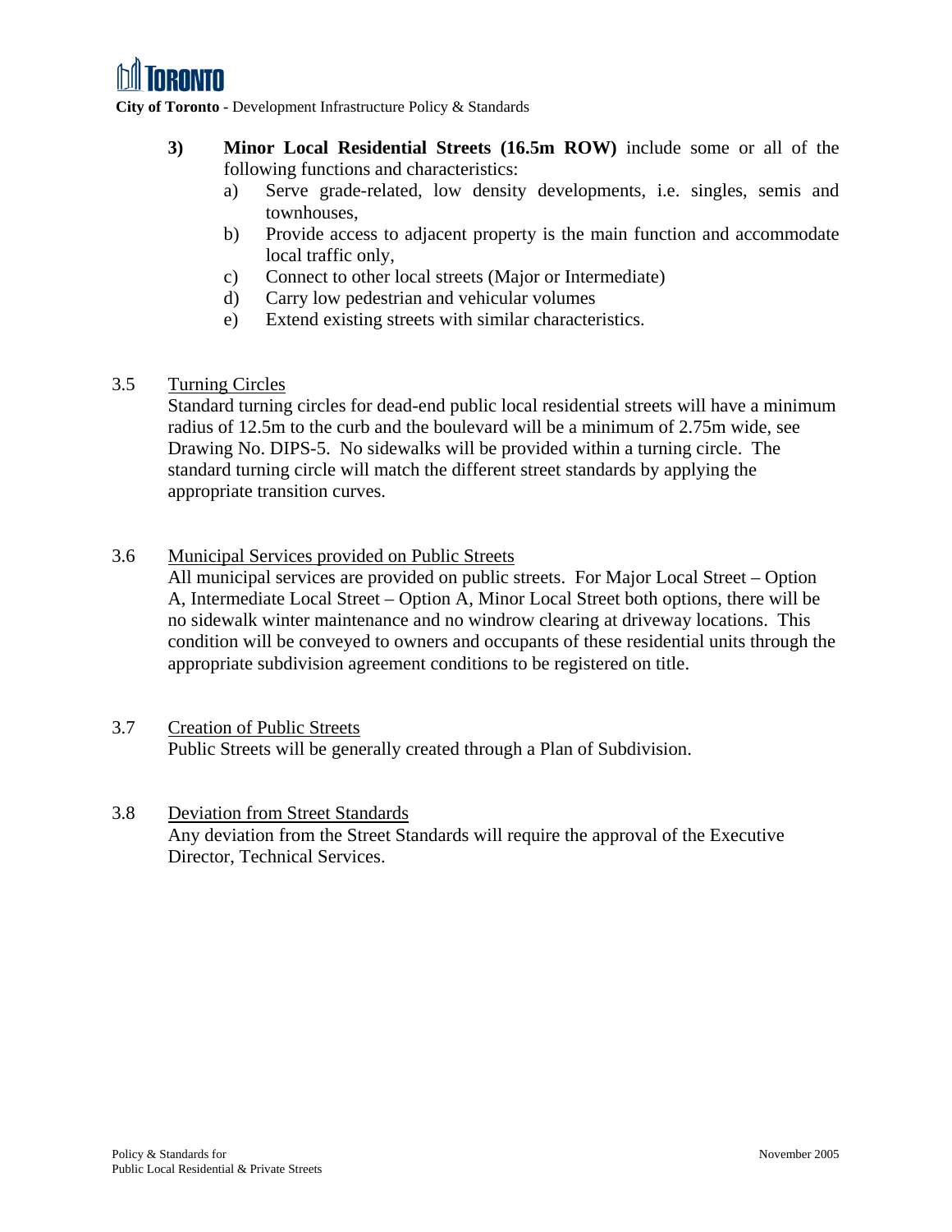3) **Minor Local Residential Streets (16.5m ROW)** include some or all of the following functions and characteristics:

   a) Serve grade-related, low density developments, i.e. singles, semis and townhouses,

   b) Provide access to adjacent property is the main function and accommodate local traffic only,

   c) Connect to other local streets (Major or Intermediate)

   d) Carry low pedestrian and vehicular volumes

   e) Extend existing streets with similar characteristics.

3.5 Turning Circles

Standard turning circles for dead-end public local residential streets will have a minimum radius of 12.5m to the curb and the boulevard will be a minimum of 2.75m wide, see Drawing No. DIPS-5. No sidewalks will be provided within a turning circle. The standard turning circle will match the different street standards by applying the appropriate transition curves.

3.6 Municipal Services provided on Public Streets

All municipal services are provided on public streets. For Major Local Street – Option A, Intermediate Local Street – Option A, Minor Local Street both options, there will be no sidewalk winter maintenance and no windrow clearing at driveway locations. This condition will be conveyed to owners and occupants of these residential units through the appropriate subdivision agreement conditions to be registered on title.

3.7 Creation of Public Streets

Public Streets will be generally created through a Plan of Subdivision.

3.8 Deviation from Street Standards

Any deviation from the Street Standards will require the approval of the Executive Director, Technical Services.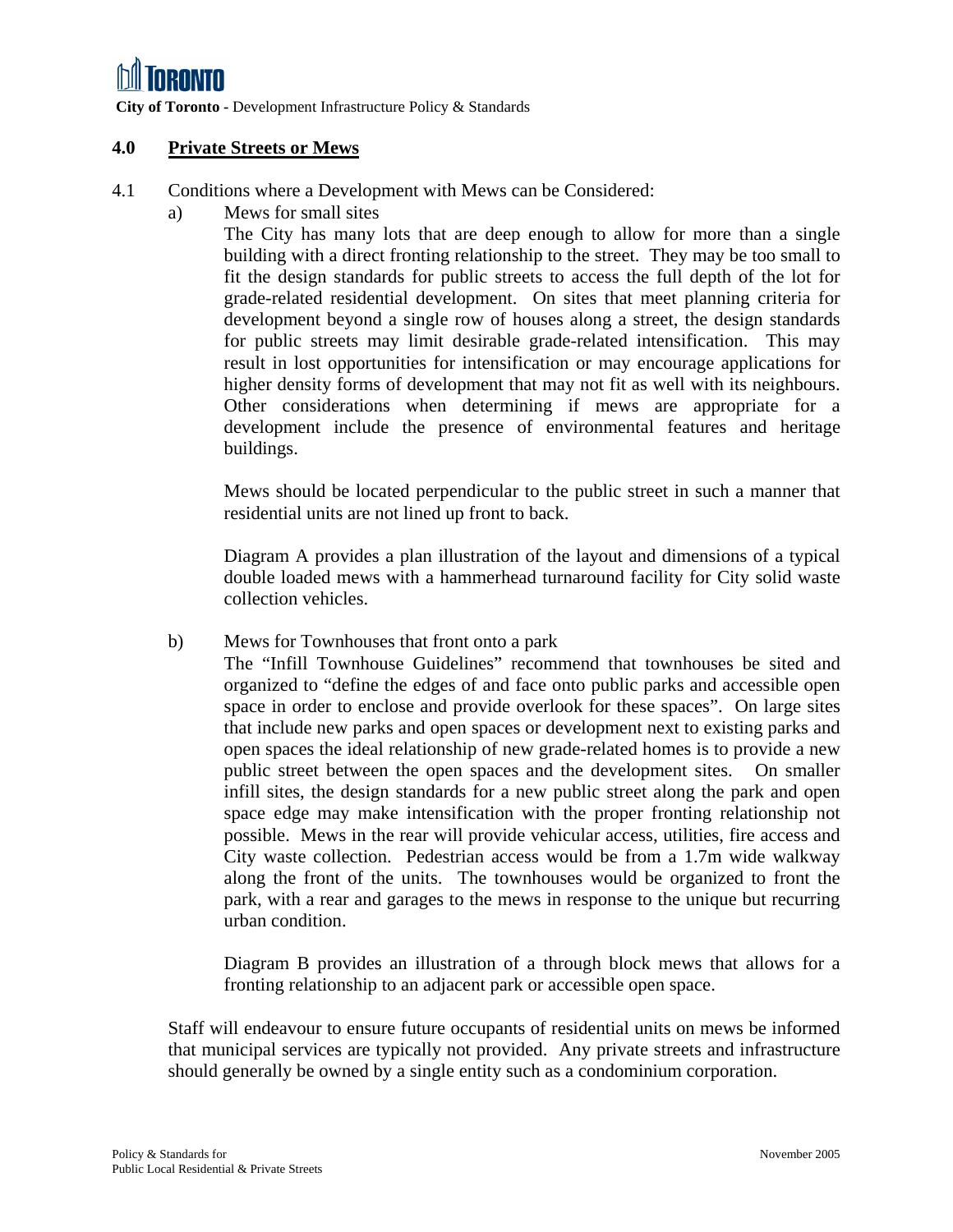## 4.0 Private Streets or Mews

4.1 Conditions where a Development with Mews can be Considered:

a) Mews for small sites

The City has many lots that are deep enough to allow for more than a single building with a direct fronting relationship to the street. They may be too small to fit the design standards for public streets to access the full depth of the lot for grade-related residential development. On sites that meet planning criteria for development beyond a single row of houses along a street, the design standards for public streets may limit desirable grade-related intensification. This may result in lost opportunities for intensification or may encourage applications for higher density forms of development that may not fit as well with its neighbours. Other considerations when determining if mews are appropriate for a development include the presence of environmental features and heritage buildings.

Mews should be located perpendicular to the public street in such a manner that residential units are not lined up front to back.

Diagram A provides a plan illustration of the layout and dimensions of a typical double loaded mews with a hammerhead turnaround facility for City solid waste collection vehicles.

b) Mews for Townhouses that front onto a park

The "Infill Townhouse Guidelines" recommend that townhouses be sited and organized to "define the edges of and face onto public parks and accessible open space in order to enclose and provide overlook for these spaces". On large sites that include new parks and open spaces or development next to existing parks and open spaces the ideal relationship of new grade-related homes is to provide a new public street between the open spaces and the development sites. On smaller infill sites, the design standards for a new public street along the park and open space edge may make intensification with the proper fronting relationship not possible. Mews in the rear will provide vehicular access, utilities, fire access and City waste collection. Pedestrian access would be from a 1.7m wide walkway along the front of the units. The townhouses would be organized to front the park, with a rear and garages to the mews in response to the unique but recurring urban condition.

Diagram B provides an illustration of a through block mews that allows for a fronting relationship to an adjacent park or accessible open space.

Staff will endeavour to ensure future occupants of residential units on mews be informed that municipal services are typically not provided. Any private streets and infrastructure should generally be owned by a single entity such as a condominium corporation.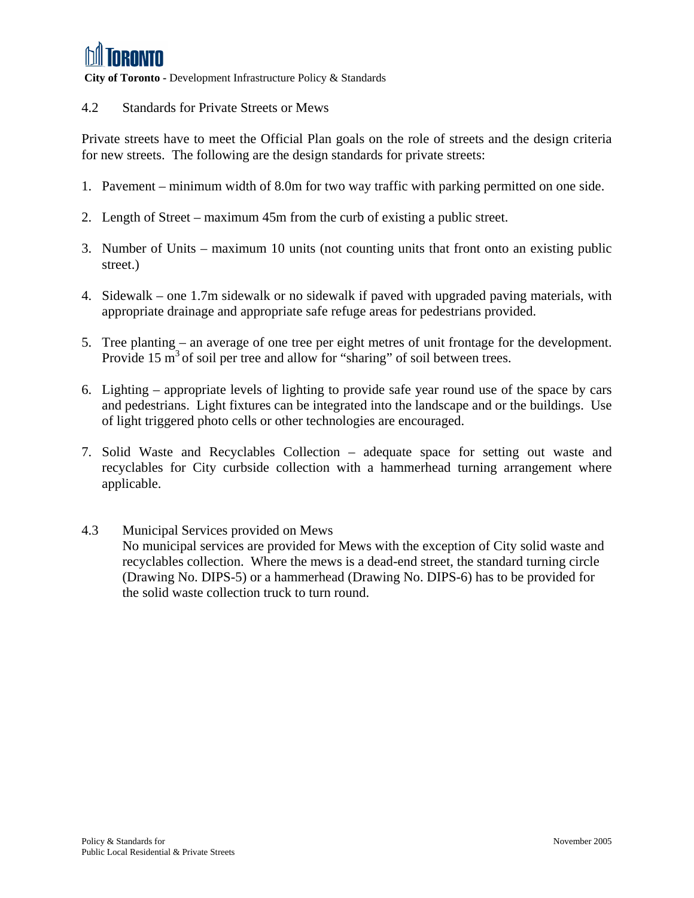## 4.2 Standards for Private Streets or Mews

Private streets have to meet the Official Plan goals on the role of streets and the design criteria for new streets. The following are the design standards for private streets:

1. Pavement – minimum width of 8.0m for two way traffic with parking permitted on one side.

2. Length of Street – maximum 45m from the curb of existing a public street.

3. Number of Units – maximum 10 units (not counting units that front onto an existing public street.)

4. Sidewalk – one 1.7m sidewalk or no sidewalk if paved with upgraded paving materials, with appropriate drainage and appropriate safe refuge areas for pedestrians provided.

5. Tree planting – an average of one tree per eight metres of unit frontage for the development. Provide 15 $m^3$ of soil per tree and allow for "sharing" of soil between trees.

6. Lighting – appropriate levels of lighting to provide safe year round use of the space by cars and pedestrians. Light fixtures can be integrated into the landscape and or the buildings. Use of light triggered photo cells or other technologies are encouraged.

7. Solid Waste and Recyclables Collection – adequate space for setting out waste and recyclables for City curbside collection with a hammerhead turning arrangement where applicable.

## 4.3 Municipal Services provided on Mews

No municipal services are provided for Mews with the exception of City solid waste and recyclables collection. Where the mews is a dead-end street, the standard turning circle (Drawing No. DIPS-5) or a hammerhead (Drawing No. DIPS-6) has to be provided for the solid waste collection truck to turn round.